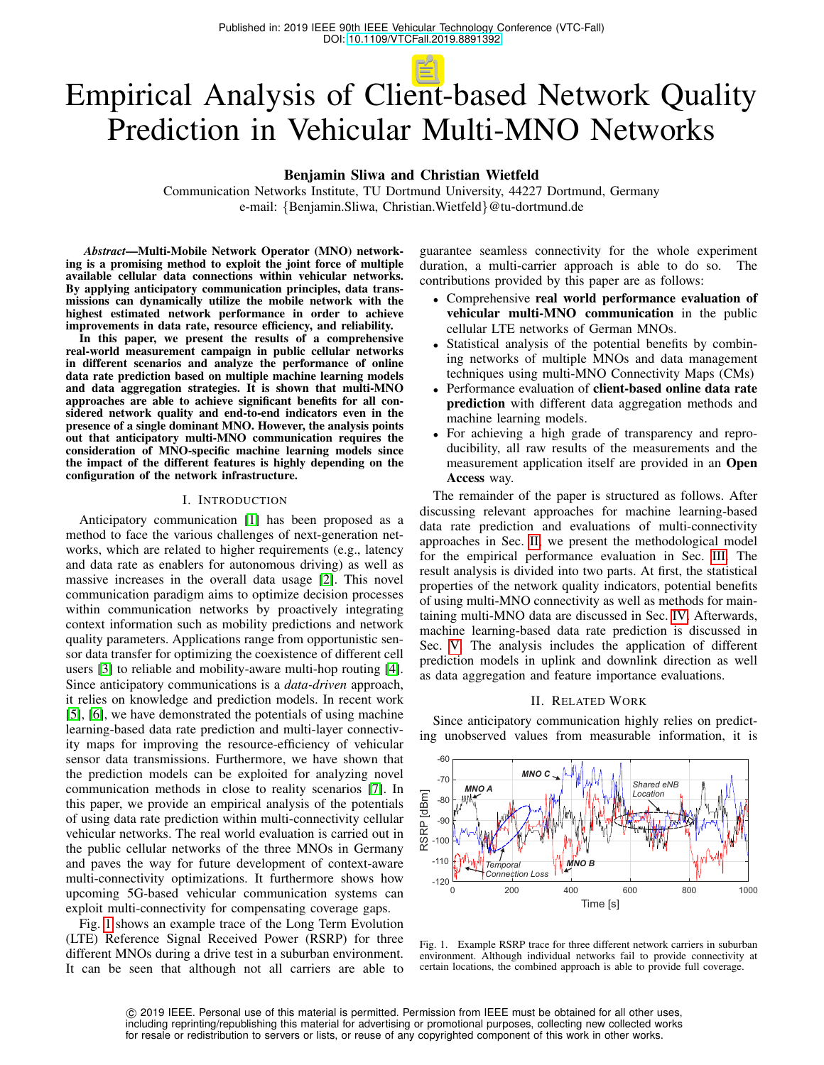Published in: 2019 IEEE 90th IEEE Vehicular Technology Conference (VTC-Fall)
DOI: 10.1109/VTCFall.2019.8891392

# Empirical Analysis of Client-based Network Quality Prediction in Vehicular Multi-MNO Networks

**Benjamin Sliwa and Christian Wietfeld**

Communication Networks Institute, TU Dortmund University, 44227 Dortmund, Germany
e-mail: {Benjamin.Sliwa, Christian.Wietfeld}@tu-dortmund.de

***Abstract*—Multi-Mobile Network Operator (MNO) networking is a promising method to exploit the joint force of multiple available cellular data connections within vehicular networks. By applying anticipatory communication principles, data transmissions can dynamically utilize the mobile network with the highest estimated network performance in order to achieve improvements in data rate, resource efficiency, and reliability.**

**In this paper, we present the results of a comprehensive real-world measurement campaign in public cellular networks in different scenarios and analyze the performance of online data rate prediction based on multiple machine learning models and data aggregation strategies. It is shown that multi-MNO approaches are able to achieve significant benefits for all considered network quality and end-to-end indicators even in the presence of a single dominant MNO. However, the analysis points out that anticipatory multi-MNO communication requires the consideration of MNO-specific machine learning models since the impact of the different features is highly depending on the configuration of the network infrastructure.**

## I. Introduction

Anticipatory communication [1] has been proposed as a method to face the various challenges of next-generation networks, which are related to higher requirements (e.g., latency and data rate as enablers for autonomous driving) as well as massive increases in the overall data usage [2]. This novel communication paradigm aims to optimize decision processes within communication networks by proactively integrating context information such as mobility predictions and network quality parameters. Applications range from opportunistic sensor data transfer for optimizing the coexistence of different cell users [3] to reliable and mobility-aware multi-hop routing [4]. Since anticipatory communications is a *data-driven* approach, it relies on knowledge and prediction models. In recent work [5], [6], we have demonstrated the potentials of using machine learning-based data rate prediction and multi-layer connectivity maps for improving the resource-efficiency of vehicular sensor data transmissions. Furthermore, we have shown that the prediction models can be exploited for analyzing novel communication methods in close to reality scenarios [7]. In this paper, we provide an empirical analysis of the potentials of using data rate prediction within multi-connectivity cellular vehicular networks. The real world evaluation is carried out in the public cellular networks of the three MNOs in Germany and paves the way for future development of context-aware multi-connectivity optimizations. It furthermore shows how upcoming 5G-based vehicular communication systems can exploit multi-connectivity for compensating coverage gaps.

Fig. 1 shows an example trace of the Long Term Evolution (LTE) Reference Signal Received Power (RSRP) for three different MNOs during a drive test in a suburban environment. It can be seen that although not all carriers are able to guarantee seamless connectivity for the whole experiment duration, a multi-carrier approach is able to do so. The contributions provided by this paper are as follows:

- Comprehensive **real world performance evaluation of vehicular multi-MNO communication** in the public cellular LTE networks of German MNOs.
- Statistical analysis of the potential benefits by combining networks of multiple MNOs and data management techniques using multi-MNO Connectivity Maps (CMs)
- Performance evaluation of **client-based online data rate prediction** with different data aggregation methods and machine learning models.
- For achieving a high grade of transparency and reproducibility, all raw results of the measurements and the measurement application itself are provided in an **Open Access** way.

The remainder of the paper is structured as follows. After discussing relevant approaches for machine learning-based data rate prediction and evaluations of multi-connectivity approaches in Sec. II, we present the methodological model for the empirical performance evaluation in Sec. III. The result analysis is divided into two parts. At first, the statistical properties of the network quality indicators, potential benefits of using multi-MNO connectivity as well as methods for maintaining multi-MNO data are discussed in Sec. IV. Afterwards, machine learning-based data rate prediction is discussed in Sec. V. The analysis includes the application of different prediction models in uplink and downlink direction as well as data aggregation and feature importance evaluations.

## II. Related Work

Since anticipatory communication highly relies on predicting unobserved values from measurable information, it is

Fig. 1. Example RSRP trace for three different network carriers in suburban environment. Although individual networks fail to provide connectivity at certain locations, the combined approach is able to provide full coverage.

© 2019 IEEE. Personal use of this material is permitted. Permission from IEEE must be obtained for all other uses, including reprinting/republishing this material for advertising or promotional purposes, collecting new collected works for resale or redistribution to servers or lists, or reuse of any copyrighted component of this work in other works.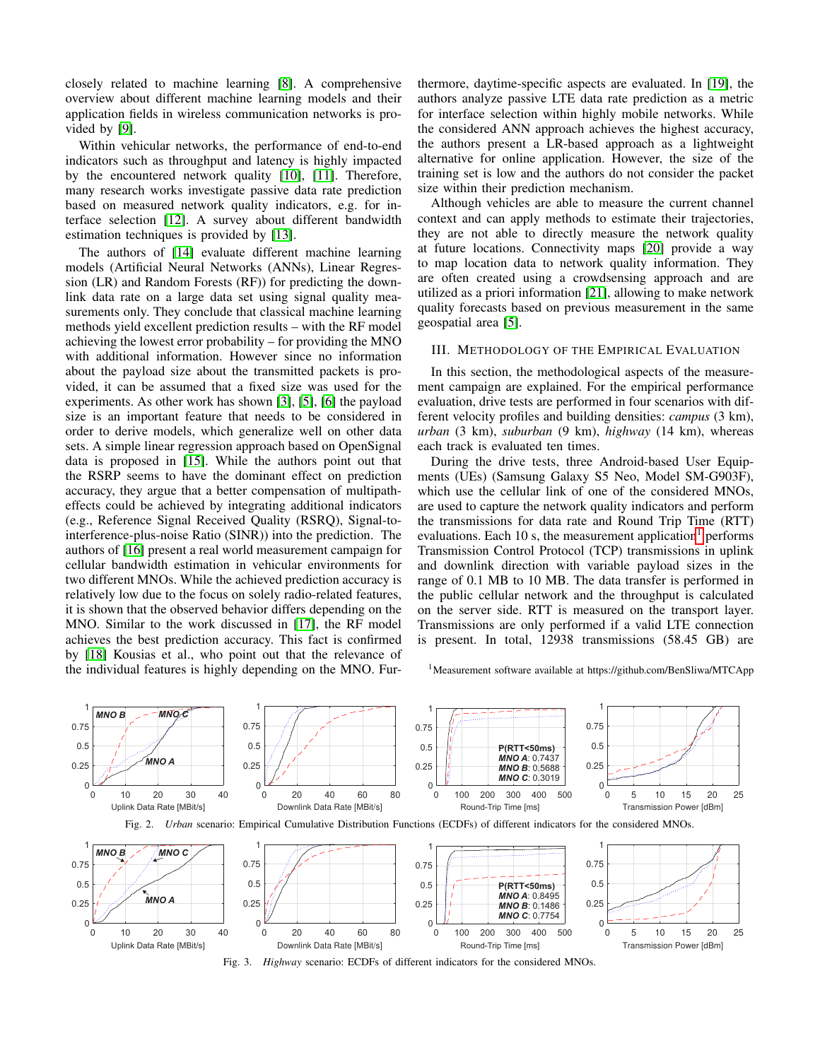closely related to machine learning [8]. A comprehensive overview about different machine learning models and their application fields in wireless communication networks is provided by [9].

Within vehicular networks, the performance of end-to-end indicators such as throughput and latency is highly impacted by the encountered network quality [10], [11]. Therefore, many research works investigate passive data rate prediction based on measured network quality indicators, e.g. for interface selection [12]. A survey about different bandwidth estimation techniques is provided by [13].

The authors of [14] evaluate different machine learning models (Artificial Neural Networks (ANNs), Linear Regression (LR) and Random Forests (RF)) for predicting the downlink data rate on a large data set using signal quality measurements only. They conclude that classical machine learning methods yield excellent prediction results – with the RF model achieving the lowest error probability – for providing the MNO with additional information. However since no information about the payload size about the transmitted packets is provided, it can be assumed that a fixed size was used for the experiments. As other work has shown [3], [5], [6] the payload size is an important feature that needs to be considered in order to derive models, which generalize well on other data sets. A simple linear regression approach based on OpenSignal data is proposed in [15]. While the authors point out that the RSRP seems to have the dominant effect on prediction accuracy, they argue that a better compensation of multipath-effects could be achieved by integrating additional indicators (e.g., Reference Signal Received Quality (RSRQ), Signal-to-interference-plus-noise Ratio (SINR)) into the prediction. The authors of [16] present a real world measurement campaign for cellular bandwidth estimation in vehicular environments for two different MNOs. While the achieved prediction accuracy is relatively low due to the focus on solely radio-related features, it is shown that the observed behavior differs depending on the MNO. Similar to the work discussed in [17], the RF model achieves the best prediction accuracy. This fact is confirmed by [18] Kousias et al., who point out that the relevance of the individual features is highly depending on the MNO. Furthermore, daytime-specific aspects are evaluated. In [19], the authors analyze passive LTE data rate prediction as a metric for interface selection within highly mobile networks. While the considered ANN approach achieves the highest accuracy, the authors present a LR-based approach as a lightweight alternative for online application. However, the size of the training set is low and the authors do not consider the packet size within their prediction mechanism.

Although vehicles are able to measure the current channel context and can apply methods to estimate their trajectories, they are not able to directly measure the network quality at future locations. Connectivity maps [20] provide a way to map location data to network quality information. They are often created using a crowdsensing approach and are utilized as a priori information [21], allowing to make network quality forecasts based on previous measurement in the same geospatial area [5].

## III. Methodology of the Empirical Evaluation

In this section, the methodological aspects of the measurement campaign are explained. For the empirical performance evaluation, drive tests are performed in four scenarios with different velocity profiles and building densities: *campus* (3 km), *urban* (3 km), *suburban* (9 km), *highway* (14 km), whereas each track is evaluated ten times.

During the drive tests, three Android-based User Equipments (UEs) (Samsung Galaxy S5 Neo, Model SM-G903F), which use the cellular link of one of the considered MNOs, are used to capture the network quality indicators and perform the transmissions for data rate and Round Trip Time (RTT) evaluations. Each 10 s, the measurement application[1] performs Transmission Control Protocol (TCP) transmissions in uplink and downlink direction with variable payload sizes in the range of 0.1 MB to 10 MB. The data transfer is performed in the public cellular network and the throughput is calculated on the server side. RTT is measured on the transport layer. Transmissions are only performed if a valid LTE connection is present. In total, 12938 transmissions (58.45 GB) are

[1] Measurement software available at https://github.com/BenSliwa/MTCApp

Fig. 2. *Urban* scenario: Empirical Cumulative Distribution Functions (ECDFs) of different indicators for the considered MNOs.

Fig. 3. *Highway* scenario: ECDFs of different indicators for the considered MNOs.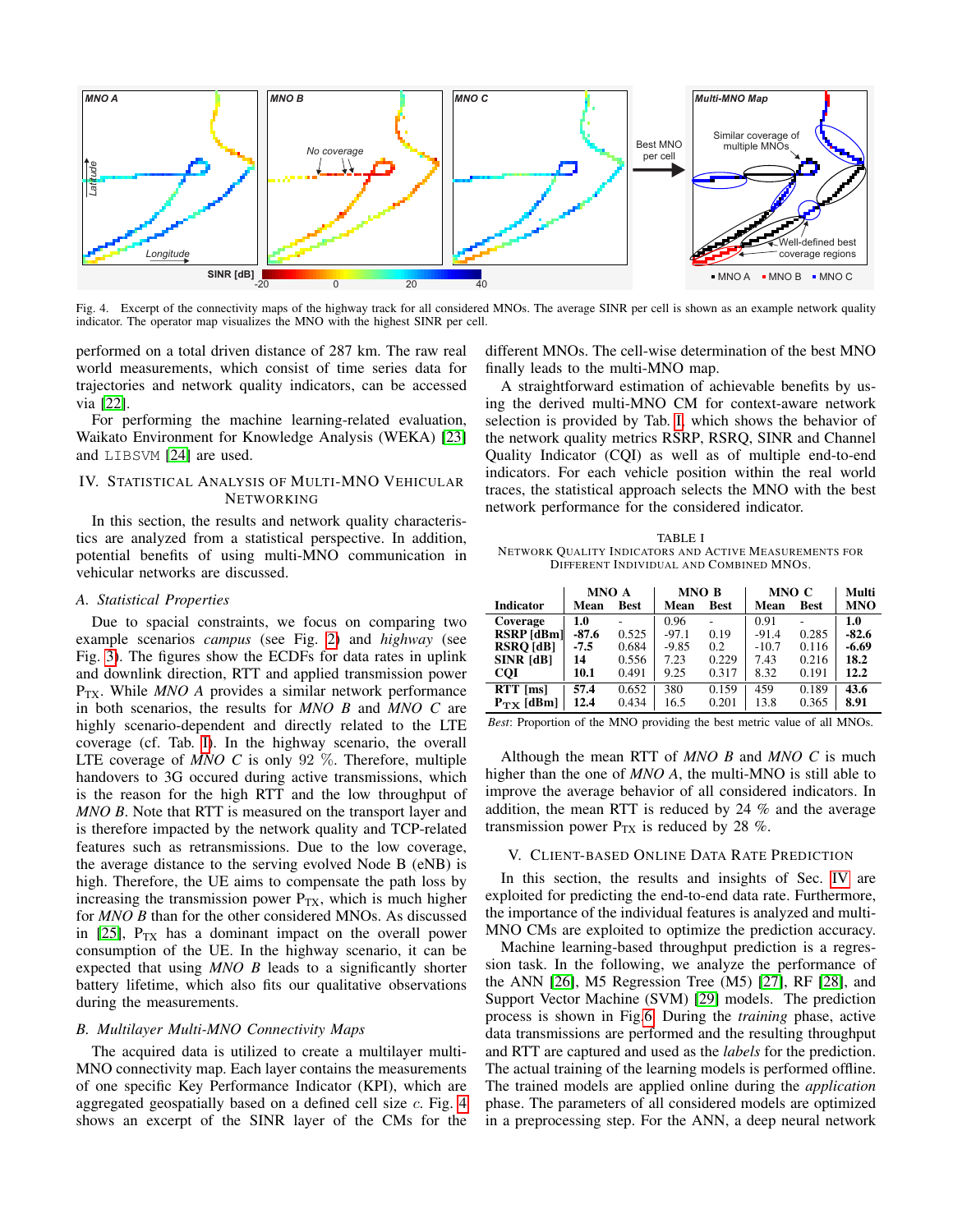Fig. 4. Excerpt of the connectivity maps of the highway track for all considered MNOs. The average SINR per cell is shown as an example network quality indicator. The operator map visualizes the MNO with the highest SINR per cell.

performed on a total driven distance of 287 km. The raw real world measurements, which consist of time series data for trajectories and network quality indicators, can be accessed via [22].

For performing the machine learning-related evaluation, Waikato Environment for Knowledge Analysis (WEKA) [23] and LIBSVM [24] are used.

## IV. Statistical Analysis of Multi-MNO Vehicular Networking

In this section, the results and network quality characteristics are analyzed from a statistical perspective. In addition, potential benefits of using multi-MNO communication in vehicular networks are discussed.

### A. Statistical Properties

Due to spacial constraints, we focus on comparing two example scenarios *campus* (see Fig. 2) and *highway* (see Fig. 3). The figures show the ECDFs for data rates in uplink and downlink direction, RTT and applied transmission power $P_{TX}$. While *MNO A* provides a similar network performance in both scenarios, the results for *MNO B* and *MNO C* are highly scenario-dependent and directly related to the LTE coverage (cf. Tab. I). In the highway scenario, the overall LTE coverage of *MNO C* is only 92 %. Therefore, multiple handovers to 3G occured during active transmissions, which is the reason for the high RTT and the low throughput of *MNO B*. Note that RTT is measured on the transport layer and is therefore impacted by the network quality and TCP-related features such as retransmissions. Due to the low coverage, the average distance to the serving evolved Node B (eNB) is high. Therefore, the UE aims to compensate the path loss by increasing the transmission power $P_{TX}$, which is much higher for *MNO B* than for the other considered MNOs. As discussed in [25], $P_{TX}$ has a dominant impact on the overall power consumption of the UE. In the highway scenario, it can be expected that using *MNO B* leads to a significantly shorter battery lifetime, which also fits our qualitative observations during the measurements.

### B. Multilayer Multi-MNO Connectivity Maps

The acquired data is utilized to create a multilayer multi-MNO connectivity map. Each layer contains the measurements of one specific Key Performance Indicator (KPI), which are aggregated geospatially based on a defined cell size $c$. Fig. 4 shows an excerpt of the SINR layer of the CMs for the different MNOs. The cell-wise determination of the best MNO finally leads to the multi-MNO map.

A straightforward estimation of achievable benefits by using the derived multi-MNO CM for context-aware network selection is provided by Tab. I, which shows the behavior of the network quality metrics RSRP, RSRQ, SINR and Channel Quality Indicator (CQI) as well as of multiple end-to-end indicators. For each vehicle position within the real world traces, the statistical approach selects the MNO with the best network performance for the considered indicator.

TABLE I
Network Quality Indicators and Active Measurements for Different Individual and Combined MNOs.

| Indicator | MNO A | | MNO B | | MNO C | | Multi |
|---|---|---|---|---|---|---|---|
| | Mean | Best | Mean | Best | Mean | Best | MNO |
| **Coverage** | **1.0** | - | 0.96 | - | 0.91 | - | **1.0** |
| **RSRP [dBm]** | **-87.6** | 0.525 | -97.1 | 0.19 | -91.4 | 0.285 | **-82.6** |
| **RSRQ [dB]** | **-7.5** | 0.684 | -9.85 | 0.2 | -10.7 | 0.116 | **-6.69** |
| **SINR [dB]** | **14** | 0.556 | 7.23 | 0.229 | 7.43 | 0.216 | **18.2** |
| **CQI** | **10.1** | 0.491 | 9.25 | 0.317 | 8.32 | 0.191 | **12.2** |
| **RTT [ms]** | **57.4** | 0.652 | 380 | 0.159 | 459 | 0.189 | **43.6** |
| **$P_{TX}$ [dBm]** | **12.4** | 0.434 | 16.5 | 0.201 | 13.8 | 0.365 | **8.91** |

*Best*: Proportion of the MNO providing the best metric value of all MNOs.

Although the mean RTT of *MNO B* and *MNO C* is much higher than the one of *MNO A*, the multi-MNO is still able to improve the average behavior of all considered indicators. In addition, the mean RTT is reduced by 24 % and the average transmission power $P_{TX}$ is reduced by 28 %.

## V. Client-Based Online Data Rate Prediction

In this section, the results and insights of Sec. IV are exploited for predicting the end-to-end data rate. Furthermore, the importance of the individual features is analyzed and multi-MNO CMs are exploited to optimize the prediction accuracy.

Machine learning-based throughput prediction is a regression task. In the following, we analyze the performance of the ANN [26], M5 Regression Tree (M5) [27], RF [28], and Support Vector Machine (SVM) [29] models. The prediction process is shown in Fig.6. During the *training* phase, active data transmissions are performed and the resulting throughput and RTT are captured and used as the *labels* for the prediction. The actual training of the learning models is performed offline. The trained models are applied online during the *application* phase. The parameters of all considered models are optimized in a preprocessing step. For the ANN, a deep neural network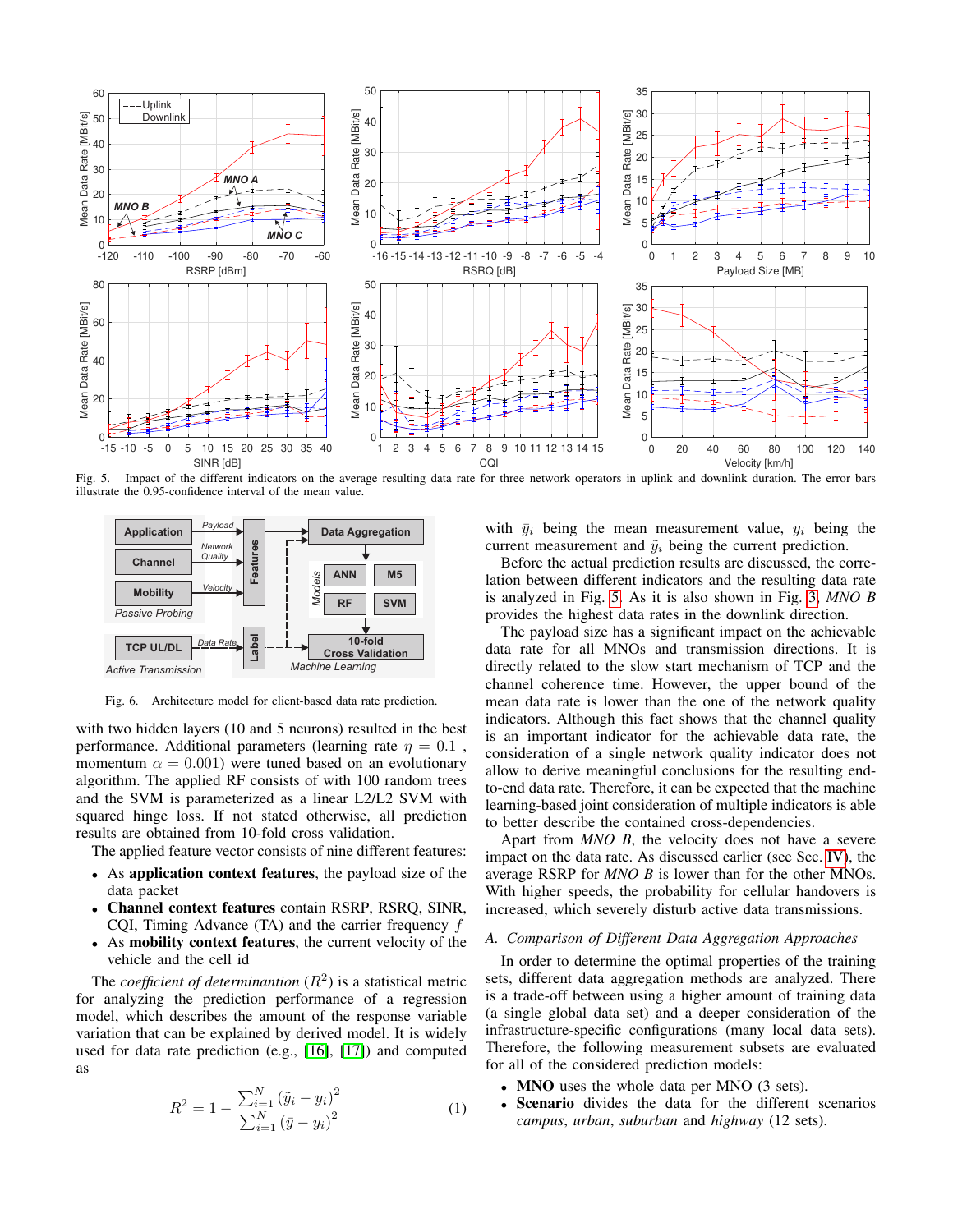Fig. 5. Impact of the different indicators on the average resulting data rate for three network operators in uplink and downlink duration. The error bars illustrate the 0.95-confidence interval of the mean value.

Fig. 6. Architecture model for client-based data rate prediction.

with two hidden layers (10 and 5 neurons) resulted in the best performance. Additional parameters (learning rate $\eta = 0.1$ , momentum $\alpha = 0.001$) were tuned based on an evolutionary algorithm. The applied RF consists of with 100 random trees and the SVM is parameterized as a linear L2/L2 SVM with squared hinge loss. If not stated otherwise, all prediction results are obtained from 10-fold cross validation.

The applied feature vector consists of nine different features:

- As **application context features**, the payload size of the data packet
- **Channel context features** contain RSRP, RSRQ, SINR, CQI, Timing Advance (TA) and the carrier frequency $f$
- As **mobility context features**, the current velocity of the vehicle and the cell id

The *coefficient of determinantion* ($R^2$) is a statistical metric for analyzing the prediction performance of a regression model, which describes the amount of the response variable variation that can be explained by derived model. It is widely used for data rate prediction (e.g., [16], [17]) and computed as

$$R^2 = 1 - \frac{\sum_{i=1}^{N} (\tilde{y}_i - y_i)^2}{\sum_{i=1}^{N} (\bar{y} - y_i)^2} \tag{1}$$

with $\bar{y}_i$ being the mean measurement value, $y_i$ being the current measurement and $\tilde{y}_i$ being the current prediction.

Before the actual prediction results are discussed, the correlation between different indicators and the resulting data rate is analyzed in Fig. 5. As it is also shown in Fig. 3, *MNO B* provides the highest data rates in the downlink direction.

The payload size has a significant impact on the achievable data rate for all MNOs and transmission directions. It is directly related to the slow start mechanism of TCP and the channel coherence time. However, the upper bound of the mean data rate is lower than the one of the network quality indicators. Although this fact shows that the channel quality is an important indicator for the achievable data rate, the consideration of a single network quality indicator does not allow to derive meaningful conclusions for the resulting end-to-end data rate. Therefore, it can be expected that the machine learning-based joint consideration of multiple indicators is able to better describe the contained cross-dependencies.

Apart from *MNO B*, the velocity does not have a severe impact on the data rate. As discussed earlier (see Sec. IV), the average RSRP for *MNO B* is lower than for the other MNOs. With higher speeds, the probability for cellular handovers is increased, which severely disturb active data transmissions.

### A. Comparison of Different Data Aggregation Approaches

In order to determine the optimal properties of the training sets, different data aggregation methods are analyzed. There is a trade-off between using a higher amount of training data (a single global data set) and a deeper consideration of the infrastructure-specific configurations (many local data sets). Therefore, the following measurement subsets are evaluated for all of the considered prediction models:

- **MNO** uses the whole data per MNO (3 sets).
- **Scenario** divides the data for the different scenarios *campus*, *urban*, *suburban* and *highway* (12 sets).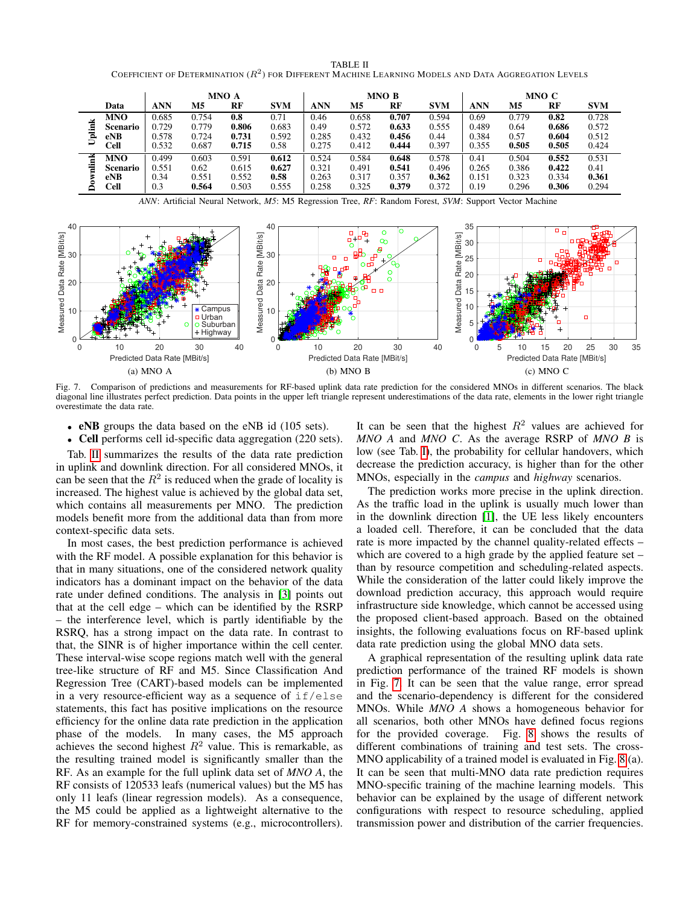TABLE II
COEFFICIENT OF DETERMINATION ($R^2$) FOR DIFFERENT MACHINE LEARNING MODELS AND DATA AGGREGATION LEVELS

| | Data | MNO A | | | | MNO B | | | | MNO C | | | |
|---|---|---|---|---|---|---|---|---|---|---|---|---|---|
| | | ANN | M5 | RF | SVM | ANN | M5 | RF | SVM | ANN | M5 | RF | SVM |
| Uplink | MNO | 0.685 | 0.754 | **0.8** | 0.71 | 0.46 | 0.658 | **0.707** | 0.594 | 0.69 | 0.779 | **0.82** | 0.728 |
| | Scenario | 0.729 | 0.779 | **0.806** | 0.683 | 0.49 | 0.572 | **0.633** | 0.555 | 0.489 | 0.64 | **0.686** | 0.572 |
| | eNB | 0.578 | 0.724 | **0.731** | 0.592 | 0.285 | 0.432 | **0.456** | 0.44 | 0.384 | 0.57 | **0.604** | 0.512 |
| | Cell | 0.532 | 0.687 | **0.715** | 0.58 | 0.275 | 0.412 | **0.444** | 0.397 | 0.355 | **0.505** | **0.505** | 0.424 |
| Downlink | MNO | 0.499 | 0.603 | 0.591 | **0.612** | 0.524 | 0.584 | **0.648** | 0.578 | 0.41 | 0.504 | **0.552** | 0.531 |
| | Scenario | 0.551 | 0.62 | 0.615 | **0.627** | 0.321 | 0.491 | **0.541** | 0.496 | 0.265 | 0.386 | **0.422** | 0.41 |
| | eNB | 0.34 | 0.551 | 0.552 | **0.58** | 0.263 | 0.317 | 0.357 | **0.362** | 0.151 | 0.323 | 0.334 | **0.361** |
| | Cell | 0.3 | **0.564** | 0.503 | 0.555 | 0.258 | 0.325 | **0.379** | 0.372 | 0.19 | 0.296 | **0.306** | 0.294 |

*ANN*: Artificial Neural Network, *M5*: M5 Regression Tree, *RF*: Random Forest, *SVM*: Support Vector Machine

(a) MNO A (b) MNO B (c) MNO C

Fig. 7. Comparison of predictions and measurements for RF-based uplink data rate prediction for the considered MNOs in different scenarios. The black diagonal line illustrates perfect prediction. Data points in the upper left triangle represent underestimations of the data rate, elements in the lower right triangle overestimate the data rate.

- **eNB** groups the data based on the eNB id (105 sets).
- **Cell** performs cell id-specific data aggregation (220 sets).

Tab. II summarizes the results of the data rate prediction in uplink and downlink direction. For all considered MNOs, it can be seen that the $R^2$ is reduced when the grade of locality is increased. The highest value is achieved by the global data set, which contains all measurements per MNO. The prediction models benefit more from the additional data than from more context-specific data sets.

In most cases, the best prediction performance is achieved with the RF model. A possible explanation for this behavior is that in many situations, one of the considered network quality indicators has a dominant impact on the behavior of the data rate under defined conditions. The analysis in [3] points out that at the cell edge – which can be identified by the RSRP – the interference level, which is partly identifiable by the RSRQ, has a strong impact on the data rate. In contrast to that, the SINR is of higher importance within the cell center. These interval-wise scope regions match well with the general tree-like structure of RF and M5. Since Classification And Regression Tree (CART)-based models can be implemented in a very resource-efficient way as a sequence of `if/else` statements, this fact has positive implications on the resource efficiency for the online data rate prediction in the application phase of the models. In many cases, the M5 approach achieves the second highest $R^2$ value. This is remarkable, as the resulting trained model is significantly smaller than the RF. As an example for the full uplink data set of *MNO A*, the RF consists of 120533 leafs (numerical values) but the M5 has only 11 leafs (linear regression models). As a consequence, the M5 could be applied as a lightweight alternative to the RF for memory-constrained systems (e.g., microcontrollers).

It can be seen that the highest $R^2$ values are achieved for *MNO A* and *MNO C*. As the average RSRP of *MNO B* is low (see Tab. I), the probability for cellular handovers, which decrease the prediction accuracy, is higher than for the other MNOs, especially in the *campus* and *highway* scenarios.

The prediction works more precise in the uplink direction. As the traffic load in the uplink is usually much lower than in the downlink direction [1], the UE less likely encounters a loaded cell. Therefore, it can be concluded that the data rate is more impacted by the channel quality-related effects – which are covered to a high grade by the applied feature set – than by resource competition and scheduling-related aspects. While the consideration of the latter could likely improve the download prediction accuracy, this approach would require infrastructure side knowledge, which cannot be accessed using the proposed client-based approach. Based on the obtained insights, the following evaluations focus on RF-based uplink data rate prediction using the global MNO data sets.

A graphical representation of the resulting uplink data rate prediction performance of the trained RF models is shown in Fig. 7. It can be seen that the value range, error spread and the scenario-dependency is different for the considered MNOs. While *MNO A* shows a homogeneous behavior for all scenarios, both other MNOs have defined focus regions for the provided coverage. Fig. 8 shows the results of different combinations of training and test sets. The cross-MNO applicability of a trained model is evaluated in Fig. 8 (a). It can be seen that multi-MNO data rate prediction requires MNO-specific training of the machine learning models. This behavior can be explained by the usage of different network configurations with respect to resource scheduling, applied transmission power and distribution of the carrier frequencies.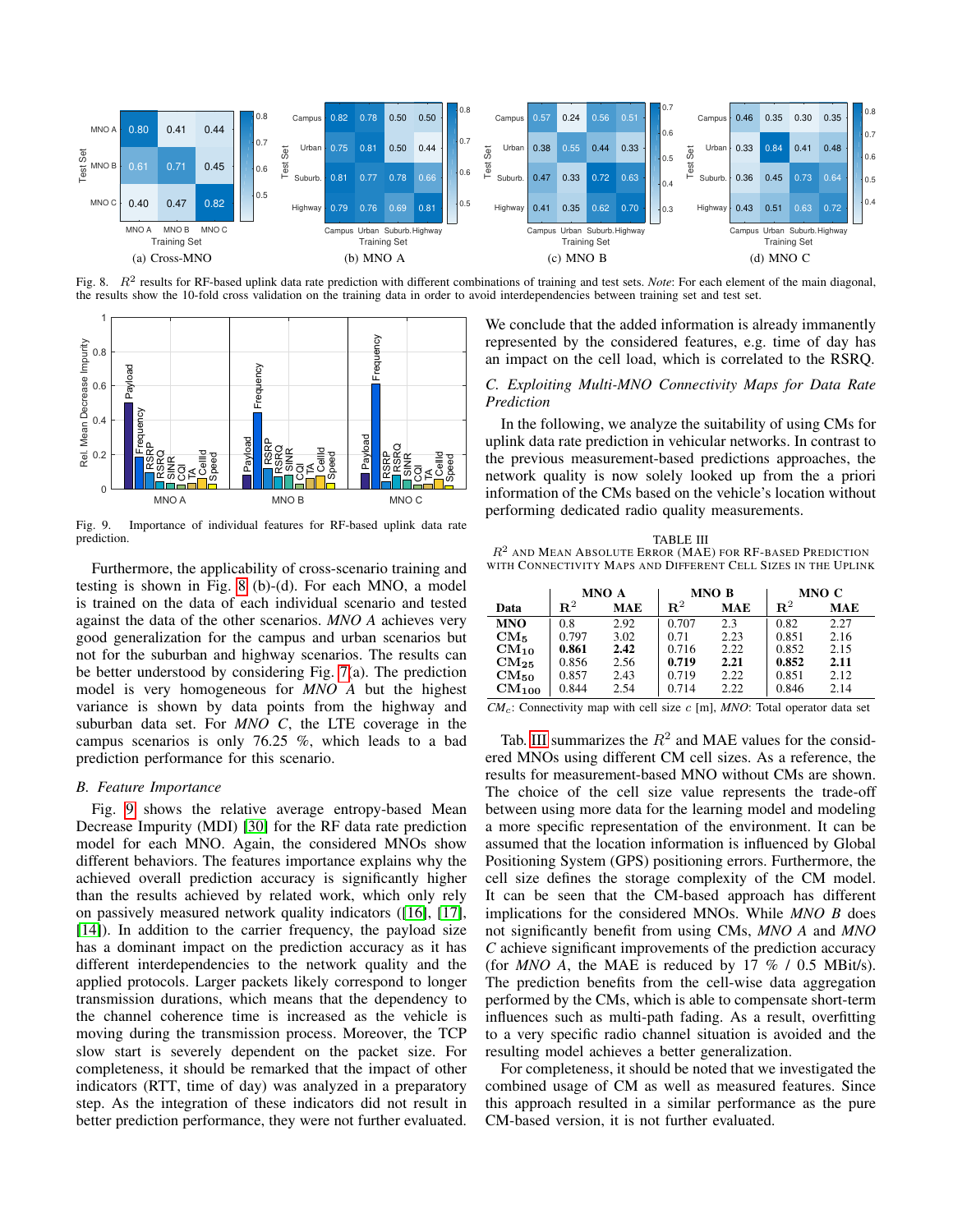Fig. 8. $R^2$ results for RF-based uplink data rate prediction with different combinations of training and test sets. *Note*: For each element of the main diagonal, the results show the 10-fold cross validation on the training data in order to avoid interdependencies between training set and test set.

Fig. 9. Importance of individual features for RF-based uplink data rate prediction.

Furthermore, the applicability of cross-scenario training and testing is shown in Fig. 8 (b)-(d). For each MNO, a model is trained on the data of each individual scenario and tested against the data of the other scenarios. *MNO A* achieves very good generalization for the campus and urban scenarios but not for the suburban and highway scenarios. The results can be better understood by considering Fig. 7(a). The prediction model is very homogeneous for *MNO A* but the highest variance is shown by data points from the highway and suburban data set. For *MNO C*, the LTE coverage in the campus scenarios is only 76.25 %, which leads to a bad prediction performance for this scenario.

### B. Feature Importance

Fig. 9 shows the relative average entropy-based Mean Decrease Impurity (MDI) [30] for the RF data rate prediction model for each MNO. Again, the considered MNOs show different behaviors. The features importance explains why the achieved overall prediction accuracy is significantly higher than the results achieved by related work, which only rely on passively measured network quality indicators ([16], [17], [14]). In addition to the carrier frequency, the payload size has a dominant impact on the prediction accuracy as it has different interdependencies to the network quality and the applied protocols. Larger packets likely correspond to longer transmission durations, which means that the dependency to the channel coherence time is increased as the vehicle is moving during the transmission process. Moreover, the TCP slow start is severely dependent on the packet size. For completeness, it should be remarked that the impact of other indicators (RTT, time of day) was analyzed in a preparatory step. As the integration of these indicators did not result in better prediction performance, they were not further evaluated. We conclude that the added information is already immanently represented by the considered features, e.g. time of day has an impact on the cell load, which is correlated to the RSRQ.

### C. Exploiting Multi-MNO Connectivity Maps for Data Rate Prediction

In the following, we analyze the suitability of using CMs for uplink data rate prediction in vehicular networks. In contrast to the previous measurement-based predictions approaches, the network quality is now solely looked up from the a priori information of the CMs based on the vehicle's location without performing dedicated radio quality measurements.

TABLE III
$R^2$ and Mean Absolute Error (MAE) for RF-based Prediction with Connectivity Maps and Different Cell Sizes in the Uplink

| Data | MNO A | | MNO B | | MNO C | |
|---|---|---|---|---|---|---|
| | $R^2$ | MAE | $R^2$ | MAE | $R^2$ | MAE |
| **MNO** | 0.8 | 2.92 | 0.707 | 2.3 | 0.82 | 2.27 |
| $\mathbf{CM_5}$ | 0.797 | 3.02 | 0.71 | 2.23 | 0.851 | 2.16 |
| $\mathbf{CM_{10}}$ | **0.861** | **2.42** | 0.716 | 2.22 | 0.852 | 2.15 |
| $\mathbf{CM_{25}}$ | 0.856 | 2.56 | **0.719** | **2.21** | **0.852** | **2.11** |
| $\mathbf{CM_{50}}$ | 0.857 | 2.43 | 0.719 | 2.22 | 0.851 | 2.12 |
| $\mathbf{CM_{100}}$ | 0.844 | 2.54 | 0.714 | 2.22 | 0.846 | 2.14 |

$CM_c$: Connectivity map with cell size $c$ [m], *MNO*: Total operator data set

Tab. III summarizes the $R^2$ and MAE values for the considered MNOs using different CM cell sizes. As a reference, the results for measurement-based MNO without CMs are shown. The choice of the cell size value represents the trade-off between using more data for the learning model and modeling a more specific representation of the environment. It can be assumed that the location information is influenced by Global Positioning System (GPS) positioning errors. Furthermore, the cell size defines the storage complexity of the CM model. It can be seen that the CM-based approach has different implications for the considered MNOs. While *MNO B* does not significantly benefit from using CMs, *MNO A* and *MNO C* achieve significant improvements of the prediction accuracy (for *MNO A*, the MAE is reduced by 17 % / 0.5 MBit/s). The prediction benefits from the cell-wise data aggregation performed by the CMs, which is able to compensate short-term influences such as multi-path fading. As a result, overfitting to a very specific radio channel situation is avoided and the resulting model achieves a better generalization.

For completeness, it should be noted that we investigated the combined usage of CM as well as measured features. Since this approach resulted in a similar performance as the pure CM-based version, it is not further evaluated.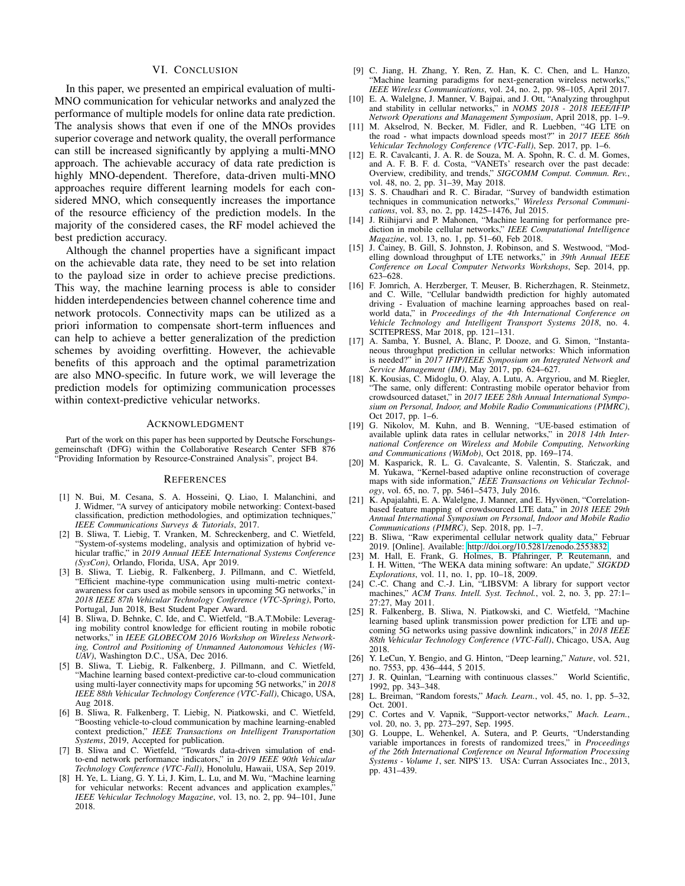## VI. Conclusion

In this paper, we presented an empirical evaluation of multi-MNO communication for vehicular networks and analyzed the performance of multiple models for online data rate prediction. The analysis shows that even if one of the MNOs provides superior coverage and network quality, the overall performance can still be increased significantly by applying a multi-MNO approach. The achievable accuracy of data rate prediction is highly MNO-dependent. Therefore, data-driven multi-MNO approaches require different learning models for each considered MNO, which consequently increases the importance of the resource efficiency of the prediction models. In the majority of the considered cases, the RF model achieved the best prediction accuracy.

Although the channel properties have a significant impact on the achievable data rate, they need to be set into relation to the payload size in order to achieve precise predictions. This way, the machine learning process is able to consider hidden interdependencies between channel coherence time and network protocols. Connectivity maps can be utilized as a priori information to compensate short-term influences and can help to achieve a better generalization of the prediction schemes by avoiding overfitting. However, the achievable benefits of this approach and the optimal parametrization are also MNO-specific. In future work, we will leverage the prediction models for optimizing communication processes within context-predictive vehicular networks.

## Acknowledgment

Part of the work on this paper has been supported by Deutsche Forschungsgemeinschaft (DFG) within the Collaborative Research Center SFB 876 "Providing Information by Resource-Constrained Analysis", project B4.

## References

[1] N. Bui, M. Cesana, S. A. Hosseini, Q. Liao, I. Malanchini, and J. Widmer, "A survey of anticipatory mobile networking: Context-based classification, prediction methodologies, and optimization techniques," *IEEE Communications Surveys & Tutorials*, 2017.

[2] B. Sliwa, T. Liebig, T. Vranken, M. Schreckenberg, and C. Wietfeld, "System-of-systems modeling, analysis and optimization of hybrid vehicular traffic," in *2019 Annual IEEE International Systems Conference (SysCon)*, Orlando, Florida, USA, Apr 2019.

[3] B. Sliwa, T. Liebig, R. Falkenberg, J. Pillmann, and C. Wietfeld, "Efficient machine-type communication using multi-metric context-awareness for cars used as mobile sensors in upcoming 5G networks," in *2018 IEEE 87th Vehicular Technology Conference (VTC-Spring)*, Porto, Portugal, Jun 2018, Best Student Paper Award.

[4] B. Sliwa, D. Behnke, C. Ide, and C. Wietfeld, "B.A.T.Mobile: Leveraging mobility control knowledge for efficient routing in mobile robotic networks," in *IEEE GLOBECOM 2016 Workshop on Wireless Networking, Control and Positioning of Unmanned Autonomous Vehicles (Wi-UAV)*, Washington D.C., USA, Dec 2016.

[5] B. Sliwa, T. Liebig, R. Falkenberg, J. Pillmann, and C. Wietfeld, "Machine learning based context-predictive car-to-cloud communication using multi-layer connectivity maps for upcoming 5G networks," in *2018 IEEE 88th Vehicular Technology Conference (VTC-Fall)*, Chicago, USA, Aug 2018.

[6] B. Sliwa, R. Falkenberg, T. Liebig, N. Piatkowski, and C. Wietfeld, "Boosting vehicle-to-cloud communication by machine learning-enabled context prediction," *IEEE Transactions on Intelligent Transportation Systems*, 2019, Accepted for publication.

[7] B. Sliwa and C. Wietfeld, "Towards data-driven simulation of end-to-end network performance indicators," in *2019 IEEE 90th Vehicular Technology Conference (VTC-Fall)*, Honolulu, Hawaii, USA, Sep 2019.

[8] H. Ye, L. Liang, G. Y. Li, J. Kim, L. Lu, and M. Wu, "Machine learning for vehicular networks: Recent advances and application examples," *IEEE Vehicular Technology Magazine*, vol. 13, no. 2, pp. 94–101, June 2018.

[9] C. Jiang, H. Zhang, Y. Ren, Z. Han, K. C. Chen, and L. Hanzo, "Machine learning paradigms for next-generation wireless networks," *IEEE Wireless Communications*, vol. 24, no. 2, pp. 98–105, April 2017.

[10] E. A. Walelgne, J. Manner, V. Bajpai, and J. Ott, "Analyzing throughput and stability in cellular networks," in *NOMS 2018 - 2018 IEEE/IFIP Network Operations and Management Symposium*, April 2018, pp. 1–9.

[11] M. Akselrod, N. Becker, M. Fidler, and R. Luebben, "4G LTE on the road - what impacts download speeds most?" in *2017 IEEE 86th Vehicular Technology Conference (VTC-Fall)*, Sep. 2017, pp. 1–6.

[12] E. R. Cavalcanti, J. A. R. de Souza, M. A. Spohn, R. C. d. M. Gomes, and A. F. B. F. d. Costa, "VANETs' research over the past decade: Overview, credibility, and trends," *SIGCOMM Comput. Commun. Rev.*, vol. 48, no. 2, pp. 31–39, May 2018.

[13] S. S. Chaudhari and R. C. Biradar, "Survey of bandwidth estimation techniques in communication networks," *Wireless Personal Communications*, vol. 83, no. 2, pp. 1425–1476, Jul 2015.

[14] J. Riihijarvi and P. Mahonen, "Machine learning for performance prediction in mobile cellular networks," *IEEE Computational Intelligence Magazine*, vol. 13, no. 1, pp. 51–60, Feb 2018.

[15] J. Cainey, B. Gill, S. Johnston, J. Robinson, and S. Westwood, "Modelling download throughput of LTE networks," in *39th Annual IEEE Conference on Local Computer Networks Workshops*, Sep. 2014, pp. 623–628.

[16] F. Jomrich, A. Herzberger, T. Meuser, B. Richerzhagen, R. Steinmetz, and C. Wille, "Cellular bandwidth prediction for highly automated driving - Evaluation of machine learning approaches based on real-world data," in *Proceedings of the 4th International Conference on Vehicle Technology and Intelligent Transport Systems 2018*, no. 4. SCITEPRESS, Mar 2018, pp. 121–131.

[17] A. Samba, Y. Busnel, A. Blanc, P. Dooze, and G. Simon, "Instantaneous throughput prediction in cellular networks: Which information is needed?" in *2017 IFIP/IEEE Symposium on Integrated Network and Service Management (IM)*, May 2017, pp. 624–627.

[18] K. Kousias, C. Midoglu, O. Alay, A. Lutu, A. Argyriou, and M. Riegler, "The same, only different: Contrasting mobile operator behavior from crowdsourced dataset," in *2017 IEEE 28th Annual International Symposium on Personal, Indoor, and Mobile Radio Communications (PIMRC)*, Oct 2017, pp. 1–6.

[19] G. Nikolov, M. Kuhn, and B. Wenning, "UE-based estimation of available uplink data rates in cellular networks," in *2018 14th International Conference on Wireless and Mobile Computing, Networking and Communications (WiMob)*, Oct 2018, pp. 169–174.

[20] M. Kasparick, R. L. G. Cavalcante, S. Valentin, S. Stańczak, and M. Yukawa, "Kernel-based adaptive online reconstruction of coverage maps with side information," *IEEE Transactions on Vehicular Technology*, vol. 65, no. 7, pp. 5461–5473, July 2016.

[21] K. Apajalahti, E. A. Walelgne, J. Manner, and E. Hyvönen, "Correlation-based feature mapping of crowdsourced LTE data," in *2018 IEEE 29th Annual International Symposium on Personal, Indoor and Mobile Radio Communications (PIMRC)*, Sep. 2018, pp. 1–7.

[22] B. Sliwa, "Raw experimental cellular network quality data," Februar 2019. [Online]. Available: http://doi.org/10.5281/zenodo.2553832

[23] M. Hall, E. Frank, G. Holmes, B. Pfahringer, P. Reutemann, and I. H. Witten, "The WEKA data mining software: An update," *SIGKDD Explorations*, vol. 11, no. 1, pp. 10–18, 2009.

[24] C.-C. Chang and C.-J. Lin, "LIBSVM: A library for support vector machines," *ACM Trans. Intell. Syst. Technol.*, vol. 2, no. 3, pp. 27:1–27:27, May 2011.

[25] R. Falkenberg, B. Sliwa, N. Piatkowski, and C. Wietfeld, "Machine learning based uplink transmission power prediction for LTE and upcoming 5G networks using passive downlink indicators," in *2018 IEEE 88th Vehicular Technology Conference (VTC-Fall)*, Chicago, USA, Aug 2018.

[26] Y. LeCun, Y. Bengio, and G. Hinton, "Deep learning," *Nature*, vol. 521, no. 7553, pp. 436–444, 5 2015.

[27] J. R. Quinlan, "Learning with continuous classes." World Scientific, 1992, pp. 343–348.

[28] L. Breiman, "Random forests," *Mach. Learn.*, vol. 45, no. 1, pp. 5–32, Oct. 2001.

[29] C. Cortes and V. Vapnik, "Support-vector networks," *Mach. Learn.*, vol. 20, no. 3, pp. 273–297, Sep. 1995.

[30] G. Louppe, L. Wehenkel, A. Sutera, and P. Geurts, "Understanding variable importances in forests of randomized trees," in *Proceedings of the 26th International Conference on Neural Information Processing Systems - Volume 1*, ser. NIPS'13. USA: Curran Associates Inc., 2013, pp. 431–439.